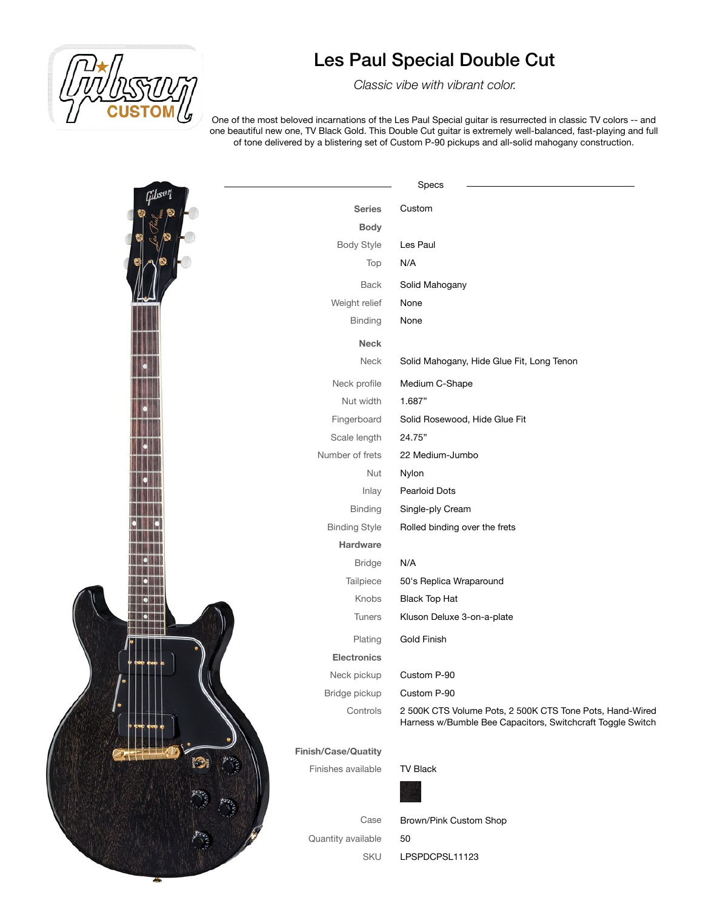# Les Paul Special Double Cut

*Classic vibe with vibrant color.*

One of the most beloved incarnations of the Les Paul Special guitar is resurrected in classic TV colors -- and one beautiful new one, TV Black Gold. This Double Cut guitar is extremely well-balanced, fast-playing and full of tone delivered by a blistering set of Custom P-90 pickups and all-solid mahogany construction.

## Specs

| | |
|---|---|
| **Series** | Custom |
| **Body** | |
| Body Style | Les Paul |
| Top | N/A |
| Back | Solid Mahogany |
| Weight relief | None |
| Binding | None |
| **Neck** | |
| Neck | Solid Mahogany, Hide Glue Fit, Long Tenon |
| Neck profile | Medium C-Shape |
| Nut width | 1.687” |
| Fingerboard | Solid Rosewood, Hide Glue Fit |
| Scale length | 24.75” |
| Number of frets | 22 Medium-Jumbo |
| Nut | Nylon |
| Inlay | Pearloid Dots |
| Binding | Single-ply Cream |
| Binding Style | Rolled binding over the frets |
| **Hardware** | |
| Bridge | N/A |
| Tailpiece | 50's Replica Wraparound |
| Knobs | Black Top Hat |
| Tuners | Kluson Deluxe 3-on-a-plate |
| Plating | Gold Finish |
| **Electronics** | |
| Neck pickup | Custom P-90 |
| Bridge pickup | Custom P-90 |
| Controls | 2 500K CTS Volume Pots, 2 500K CTS Tone Pots, Hand-Wired Harness w/Bumble Bee Capacitors, Switchcraft Toggle Switch |
| **Finish/Case/Quatity** | |
| Finishes available | TV Black |
| Case | Brown/Pink Custom Shop |
| Quantity available | 50 |
| SKU | LPSPDCPSL11123 |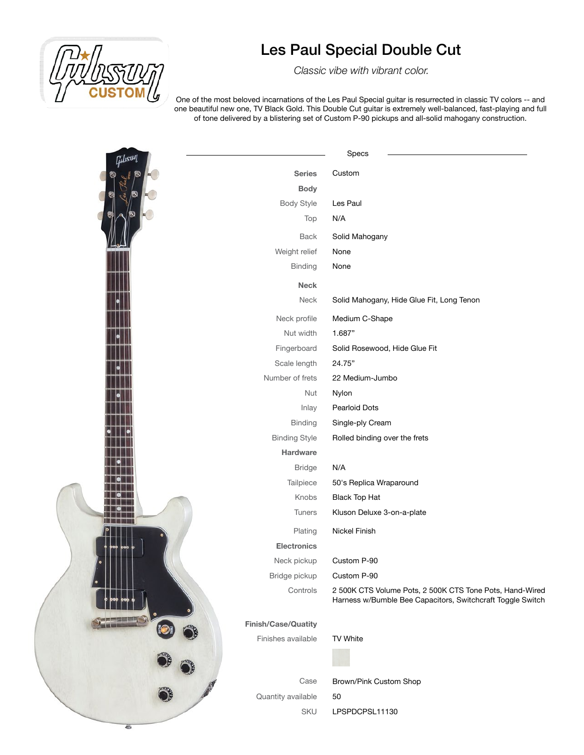# Les Paul Special Double Cut

*Classic vibe with vibrant color.*

One of the most beloved incarnations of the Les Paul Special guitar is resurrected in classic TV colors -- and one beautiful new one, TV Black Gold. This Double Cut guitar is extremely well-balanced, fast-playing and full of tone delivered by a blistering set of Custom P-90 pickups and all-solid mahogany construction.

## Specs

| | |
|---|---|
| **Series** | Custom |
| **Body** | |
| Body Style | Les Paul |
| Top | N/A |
| Back | Solid Mahogany |
| Weight relief | None |
| Binding | None |
| **Neck** | |
| Neck | Solid Mahogany, Hide Glue Fit, Long Tenon |
| Neck profile | Medium C-Shape |
| Nut width | 1.687" |
| Fingerboard | Solid Rosewood, Hide Glue Fit |
| Scale length | 24.75" |
| Number of frets | 22 Medium-Jumbo |
| Nut | Nylon |
| Inlay | Pearloid Dots |
| Binding | Single-ply Cream |
| Binding Style | Rolled binding over the frets |
| **Hardware** | |
| Bridge | N/A |
| Tailpiece | 50's Replica Wraparound |
| Knobs | Black Top Hat |
| Tuners | Kluson Deluxe 3-on-a-plate |
| Plating | Nickel Finish |
| **Electronics** | |
| Neck pickup | Custom P-90 |
| Bridge pickup | Custom P-90 |
| Controls | 2 500K CTS Volume Pots, 2 500K CTS Tone Pots, Hand-Wired Harness w/Bumble Bee Capacitors, Switchcraft Toggle Switch |
| **Finish/Case/Quatity** | |
| Finishes available | TV White |
| Case | Brown/Pink Custom Shop |
| Quantity available | 50 |
| SKU | LPSPDCPSL11130 |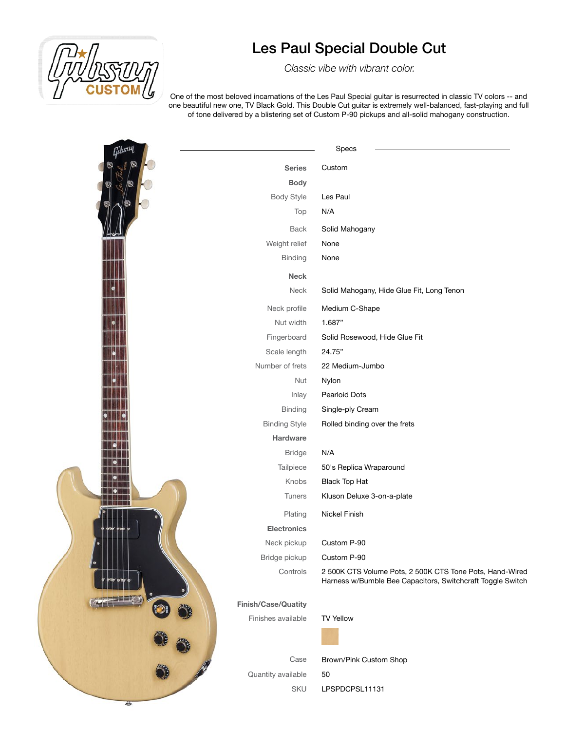# Les Paul Special Double Cut

*Classic vibe with vibrant color.*

One of the most beloved incarnations of the Les Paul Special guitar is resurrected in classic TV colors -- and one beautiful new one, TV Black Gold. This Double Cut guitar is extremely well-balanced, fast-playing and full of tone delivered by a blistering set of Custom P-90 pickups and all-solid mahogany construction.

## Specs

| | |
|---|---|
| **Series** | Custom |
| **Body** | |
| Body Style | Les Paul |
| Top | N/A |
| Back | Solid Mahogany |
| Weight relief | None |
| Binding | None |
| **Neck** | |
| Neck | Solid Mahogany, Hide Glue Fit, Long Tenon |
| Neck profile | Medium C-Shape |
| Nut width | 1.687" |
| Fingerboard | Solid Rosewood, Hide Glue Fit |
| Scale length | 24.75" |
| Number of frets | 22 Medium-Jumbo |
| Nut | Nylon |
| Inlay | Pearloid Dots |
| Binding | Single-ply Cream |
| Binding Style | Rolled binding over the frets |
| **Hardware** | |
| Bridge | N/A |
| Tailpiece | 50's Replica Wraparound |
| Knobs | Black Top Hat |
| Tuners | Kluson Deluxe 3-on-a-plate |
| Plating | Nickel Finish |
| **Electronics** | |
| Neck pickup | Custom P-90 |
| Bridge pickup | Custom P-90 |
| Controls | 2 500K CTS Volume Pots, 2 500K CTS Tone Pots, Hand-Wired Harness w/Bumble Bee Capacitors, Switchcraft Toggle Switch |
| **Finish/Case/Quatity** | |
| Finishes available | TV Yellow |
| Case | Brown/Pink Custom Shop |
| Quantity available | 50 |
| SKU | LPSPDCPSL11131 |